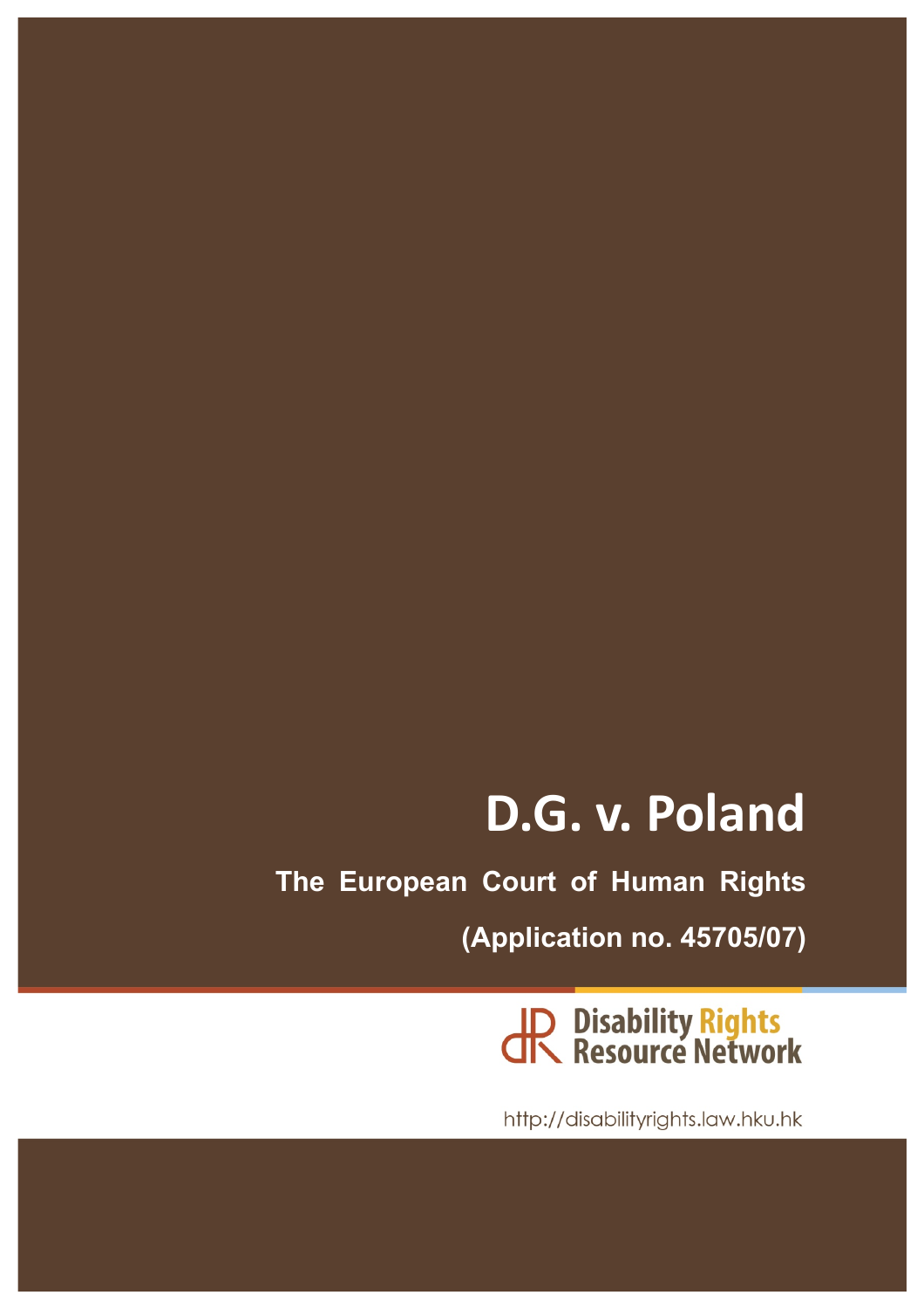# D.G. v. Poland

**The European Court of Human Rights**

**(Application no. 45705/07)**

Disability Rights Resource Network

http://disabilityrights.law.hku.hk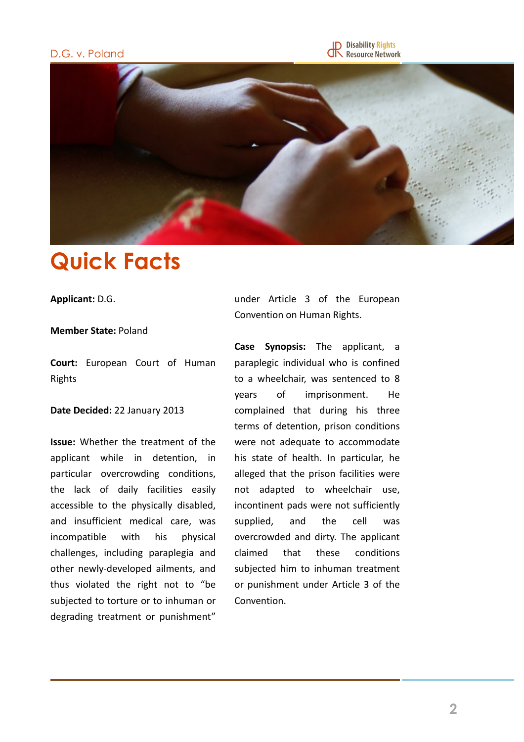# Quick Facts

**Applicant:** D.G.

**Member State:** Poland

**Court:** European Court of Human Rights

**Date Decided:** 22 January 2013

**Issue:** Whether the treatment of the applicant while in detention, in particular overcrowding conditions, the lack of daily facilities easily accessible to the physically disabled, and insufficient medical care, was incompatible with his physical challenges, including paraplegia and other newly-developed ailments, and thus violated the right not to "be subjected to torture or to inhuman or degrading treatment or punishment" under Article 3 of the European Convention on Human Rights.

**Case Synopsis:** The applicant, a paraplegic individual who is confined to a wheelchair, was sentenced to 8 years of imprisonment. He complained that during his three terms of detention, prison conditions were not adequate to accommodate his state of health. In particular, he alleged that the prison facilities were not adapted to wheelchair use, incontinent pads were not sufficiently supplied, and the cell was overcrowded and dirty. The applicant claimed that these conditions subjected him to inhuman treatment or punishment under Article 3 of the Convention.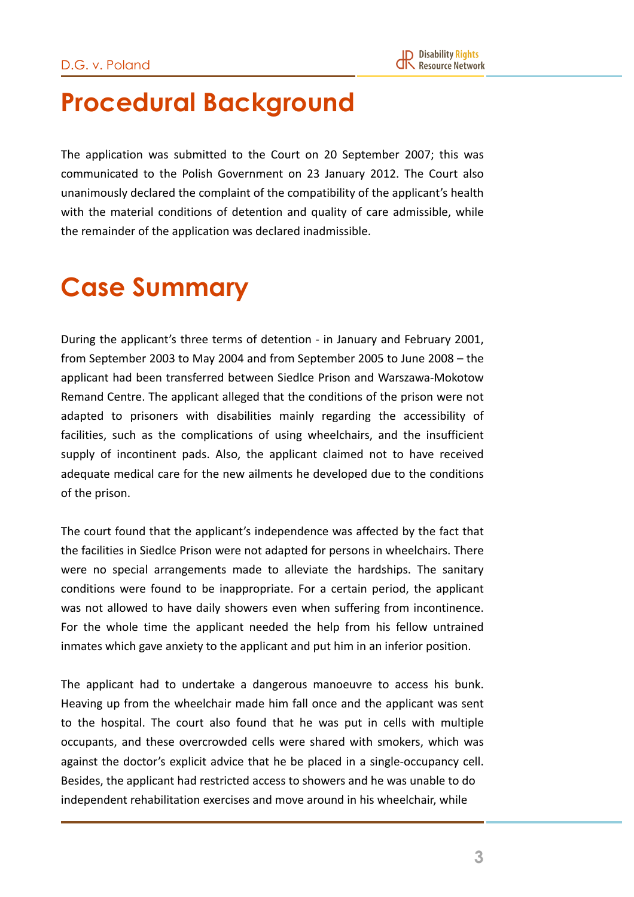# Procedural Background

The application was submitted to the Court on 20 September 2007; this was communicated to the Polish Government on 23 January 2012. The Court also unanimously declared the complaint of the compatibility of the applicant's health with the material conditions of detention and quality of care admissible, while the remainder of the application was declared inadmissible.

# Case Summary

During the applicant's three terms of detention - in January and February 2001, from September 2003 to May 2004 and from September 2005 to June 2008 – the applicant had been transferred between Siedlce Prison and Warszawa-Mokotow Remand Centre. The applicant alleged that the conditions of the prison were not adapted to prisoners with disabilities mainly regarding the accessibility of facilities, such as the complications of using wheelchairs, and the insufficient supply of incontinent pads. Also, the applicant claimed not to have received adequate medical care for the new ailments he developed due to the conditions of the prison.

The court found that the applicant's independence was affected by the fact that the facilities in Siedlce Prison were not adapted for persons in wheelchairs. There were no special arrangements made to alleviate the hardships. The sanitary conditions were found to be inappropriate. For a certain period, the applicant was not allowed to have daily showers even when suffering from incontinence. For the whole time the applicant needed the help from his fellow untrained inmates which gave anxiety to the applicant and put him in an inferior position.

The applicant had to undertake a dangerous manoeuvre to access his bunk. Heaving up from the wheelchair made him fall once and the applicant was sent to the hospital. The court also found that he was put in cells with multiple occupants, and these overcrowded cells were shared with smokers, which was against the doctor's explicit advice that he be placed in a single-occupancy cell. Besides, the applicant had restricted access to showers and he was unable to do independent rehabilitation exercises and move around in his wheelchair, while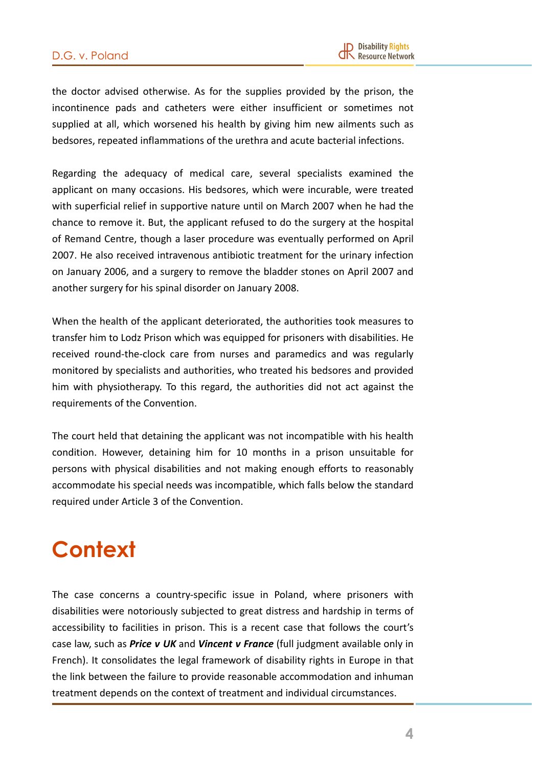the doctor advised otherwise. As for the supplies provided by the prison, the incontinence pads and catheters were either insufficient or sometimes not supplied at all, which worsened his health by giving him new ailments such as bedsores, repeated inflammations of the urethra and acute bacterial infections.

Regarding the adequacy of medical care, several specialists examined the applicant on many occasions. His bedsores, which were incurable, were treated with superficial relief in supportive nature until on March 2007 when he had the chance to remove it. But, the applicant refused to do the surgery at the hospital of Remand Centre, though a laser procedure was eventually performed on April 2007. He also received intravenous antibiotic treatment for the urinary infection on January 2006, and a surgery to remove the bladder stones on April 2007 and another surgery for his spinal disorder on January 2008.

When the health of the applicant deteriorated, the authorities took measures to transfer him to Lodz Prison which was equipped for prisoners with disabilities. He received round-the-clock care from nurses and paramedics and was regularly monitored by specialists and authorities, who treated his bedsores and provided him with physiotherapy. To this regard, the authorities did not act against the requirements of the Convention.

The court held that detaining the applicant was not incompatible with his health condition. However, detaining him for 10 months in a prison unsuitable for persons with physical disabilities and not making enough efforts to reasonably accommodate his special needs was incompatible, which falls below the standard required under Article 3 of the Convention.

# Context

The case concerns a country-specific issue in Poland, where prisoners with disabilities were notoriously subjected to great distress and hardship in terms of accessibility to facilities in prison. This is a recent case that follows the court's case law, such as ***Price v UK*** and ***Vincent v France*** (full judgment available only in French). It consolidates the legal framework of disability rights in Europe in that the link between the failure to provide reasonable accommodation and inhuman treatment depends on the context of treatment and individual circumstances.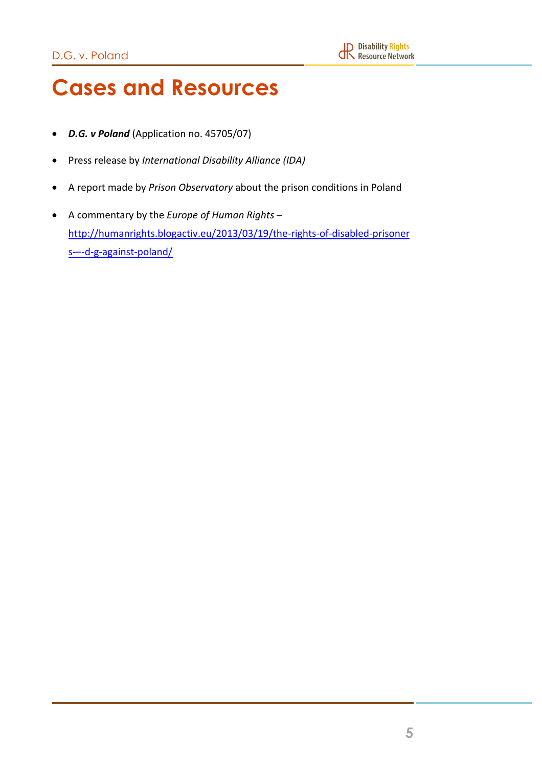# Cases and Resources

- ***D.G. v Poland*** (Application no. 45705/07)
- Press release by *International Disability Alliance (IDA)*
- A report made by *Prison Observatory* about the prison conditions in Poland
- A commentary by the *Europe of Human Rights* – http://humanrights.blogactiv.eu/2013/03/19/the-rights-of-disabled-prisoners-—-d-g-against-poland/